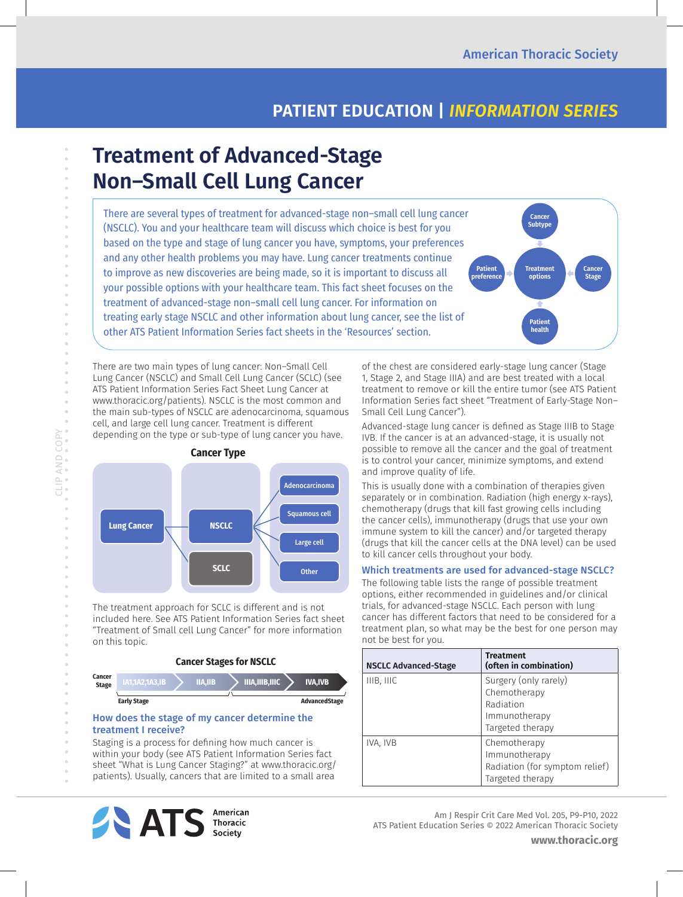# Treatment of Advanced-Stage Non–Small Cell Lung Cancer

There are several types of treatment for advanced-stage non–small cell lung cancer (NSCLC). You and your healthcare team will discuss which choice is best for you based on the type and stage of lung cancer you have, symptoms, your preferences and any other health problems you may have. Lung cancer treatments continue to improve as new discoveries are being made, so it is important to discuss all your possible options with your healthcare team. This fact sheet focuses on the treatment of advanced-stage non–small cell lung cancer. For information on treating early stage NSCLC and other information about lung cancer, see the list of other ATS Patient Information Series fact sheets in the 'Resources' section.

Cancer Subtype → Treatment options ← Cancer Stage; Patient preference → Treatment options ← Patient health

There are two main types of lung cancer: Non–Small Cell Lung Cancer (NSCLC) and Small Cell Lung Cancer (SCLC) (see ATS Patient Information Series Fact Sheet Lung Cancer at www.thoracic.org/patients). NSCLC is the most common and the main sub-types of NSCLC are adenocarcinoma, squamous cell, and large cell lung cancer. Treatment is different depending on the type or sub-type of lung cancer you have.

**Cancer Type**

- Lung Cancer
  - NSCLC
    - Adenocarcinoma
    - Squamous cell
    - Large cell
    - Other
  - SCLC

The treatment approach for SCLC is different and is not included here. See ATS Patient Information Series fact sheet "Treatment of Small cell Lung Cancer" for more information on this topic.

**Cancer Stages for NSCLC**

| Cancer Stage | IA1,IA2,IA3,IB | IIA,IIB | IIIA,IIIB,IIIC | IVA,IVB |
|---|---|---|---|---|
| | Early Stage | | | AdvancedStage |

### How does the stage of my cancer determine the treatment I receive?

Staging is a process for defining how much cancer is within your body (see ATS Patient Information Series fact sheet "What is Lung Cancer Staging?" at www.thoracic.org/patients). Usually, cancers that are limited to a small area of the chest are considered early-stage lung cancer (Stage 1, Stage 2, and Stage IIIA) and are best treated with a local treatment to remove or kill the entire tumor (see ATS Patient Information Series fact sheet "Treatment of Early-Stage Non–Small Cell Lung Cancer").

Advanced-stage lung cancer is defined as Stage IIIB to Stage IVB. If the cancer is at an advanced-stage, it is usually not possible to remove all the cancer and the goal of treatment is to control your cancer, minimize symptoms, and extend and improve quality of life.

This is usually done with a combination of therapies given separately or in combination. Radiation (high energy x-rays), chemotherapy (drugs that kill fast growing cells including the cancer cells), immunotherapy (drugs that use your own immune system to kill the cancer) and/or targeted therapy (drugs that kill the cancer cells at the DNA level) can be used to kill cancer cells throughout your body.

### Which treatments are used for advanced-stage NSCLC?

The following table lists the range of possible treatment options, either recommended in guidelines and/or clinical trials, for advanced-stage NSCLC. Each person with lung cancer has different factors that need to be considered for a treatment plan, so what may be the best for one person may not be best for you.

| NSCLC Advanced-Stage | Treatment (often in combination) |
|---|---|
| IIIB, IIIC | Surgery (only rarely)<br>Chemotherapy<br>Radiation<br>Immunotherapy<br>Targeted therapy |
| IVA, IVB | Chemotherapy<br>Immunotherapy<br>Radiation (for symptom relief)<br>Targeted therapy |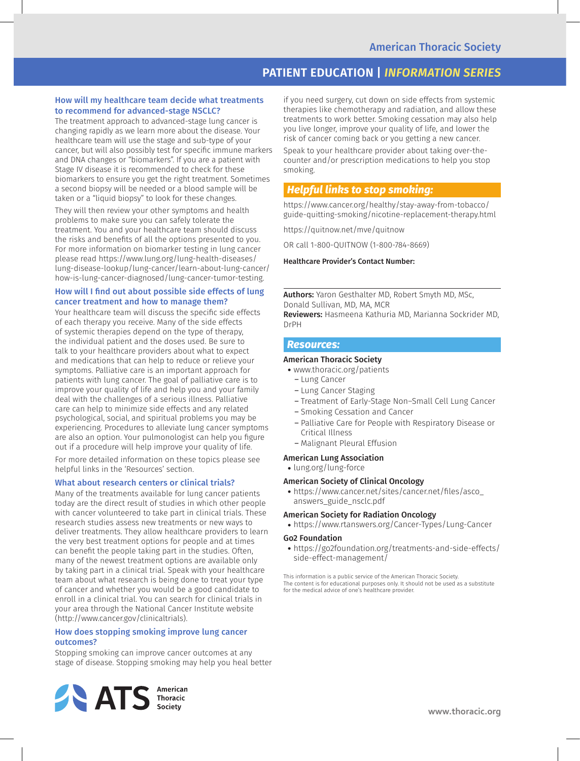### How will my healthcare team decide what treatments to recommend for advanced-stage NSCLC?

The treatment approach to advanced-stage lung cancer is changing rapidly as we learn more about the disease. Your healthcare team will use the stage and sub-type of your cancer, but will also possibly test for specific immune markers and DNA changes or "biomarkers". If you are a patient with Stage IV disease it is recommended to check for these biomarkers to ensure you get the right treatment. Sometimes a second biopsy will be needed or a blood sample will be taken or a "liquid biopsy" to look for these changes.

They will then review your other symptoms and health problems to make sure you can safely tolerate the treatment. You and your healthcare team should discuss the risks and benefits of all the options presented to you. For more information on biomarker testing in lung cancer please read https://www.lung.org/lung-health-diseases/lung-disease-lookup/lung-cancer/learn-about-lung-cancer/how-is-lung-cancer-diagnosed/lung-cancer-tumor-testing.

### How will I find out about possible side effects of lung cancer treatment and how to manage them?

Your healthcare team will discuss the specific side effects of each therapy you receive. Many of the side effects of systemic therapies depend on the type of therapy, the individual patient and the doses used. Be sure to talk to your healthcare providers about what to expect and medications that can help to reduce or relieve your symptoms. Palliative care is an important approach for patients with lung cancer. The goal of palliative care is to improve your quality of life and help you and your family deal with the challenges of a serious illness. Palliative care can help to minimize side effects and any related psychological, social, and spiritual problems you may be experiencing. Procedures to alleviate lung cancer symptoms are also an option. Your pulmonologist can help you figure out if a procedure will help improve your quality of life.

For more detailed information on these topics please see helpful links in the 'Resources' section.

### What about research centers or clinical trials?

Many of the treatments available for lung cancer patients today are the direct result of studies in which other people with cancer volunteered to take part in clinical trials. These research studies assess new treatments or new ways to deliver treatments. They allow healthcare providers to learn the very best treatment options for people and at times can benefit the people taking part in the studies. Often, many of the newest treatment options are available only by taking part in a clinical trial. Speak with your healthcare team about what research is being done to treat your type of cancer and whether you would be a good candidate to enroll in a clinical trial. You can search for clinical trials in your area through the National Cancer Institute website (http://www.cancer.gov/clinicaltrials).

### How does stopping smoking improve lung cancer outcomes?

Stopping smoking can improve cancer outcomes at any stage of disease. Stopping smoking may help you heal better if you need surgery, cut down on side effects from systemic therapies like chemotherapy and radiation, and allow these treatments to work better. Smoking cessation may also help you live longer, improve your quality of life, and lower the risk of cancer coming back or you getting a new cancer.

Speak to your healthcare provider about taking over-the-counter and/or prescription medications to help you stop smoking.

## *Helpful links to stop smoking:*

https://www.cancer.org/healthy/stay-away-from-tobacco/guide-quitting-smoking/nicotine-replacement-therapy.html

https://quitnow.net/mve/quitnow

OR call 1-800-QUITNOW (1-800-784-8669)

**Healthcare Provider's Contact Number:**

**Authors:** Yaron Gesthalter MD, Robert Smyth MD, MSc, Donald Sullivan, MD, MA, MCR
**Reviewers:** Hasmeena Kathuria MD, Marianna Sockrider MD, DrPH

## *Resources:*

**American Thoracic Society**
- www.thoracic.org/patients
  - Lung Cancer
  - Lung Cancer Staging
  - Treatment of Early-Stage Non–Small Cell Lung Cancer
  - Smoking Cessation and Cancer
  - Palliative Care for People with Respiratory Disease or Critical Illness
  - Malignant Pleural Effusion

**American Lung Association**
- lung.org/lung-force

**American Society of Clinical Oncology**
- https://www.cancer.net/sites/cancer.net/files/asco_answers_guide_nsclc.pdf

**American Society for Radiation Oncology**
- https://www.rtanswers.org/Cancer-Types/Lung-Cancer

**Go2 Foundation**
- https://go2foundation.org/treatments-and-side-effects/side-effect-management/

This information is a public service of the American Thoracic Society. The content is for educational purposes only. It should not be used as a substitute for the medical advice of one's healthcare provider.